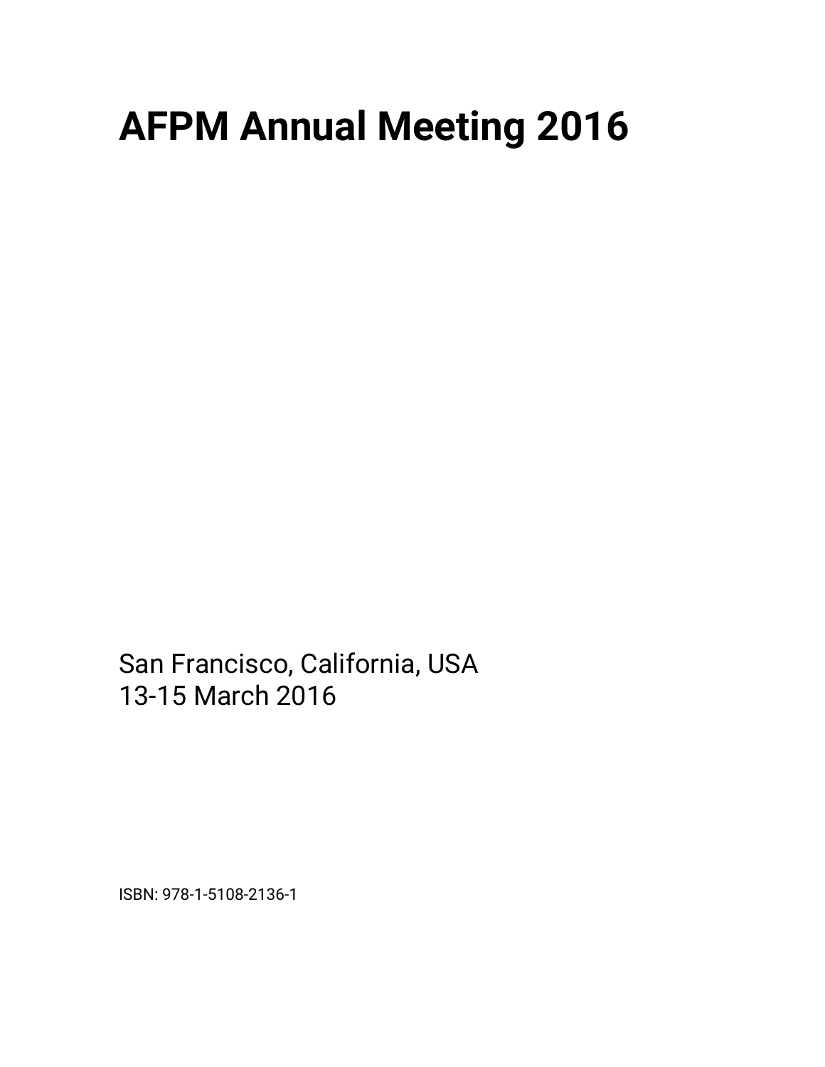# AFPM Annual Meeting 2016

San Francisco, California, USA
13-15 March 2016

ISBN: 978-1-5108-2136-1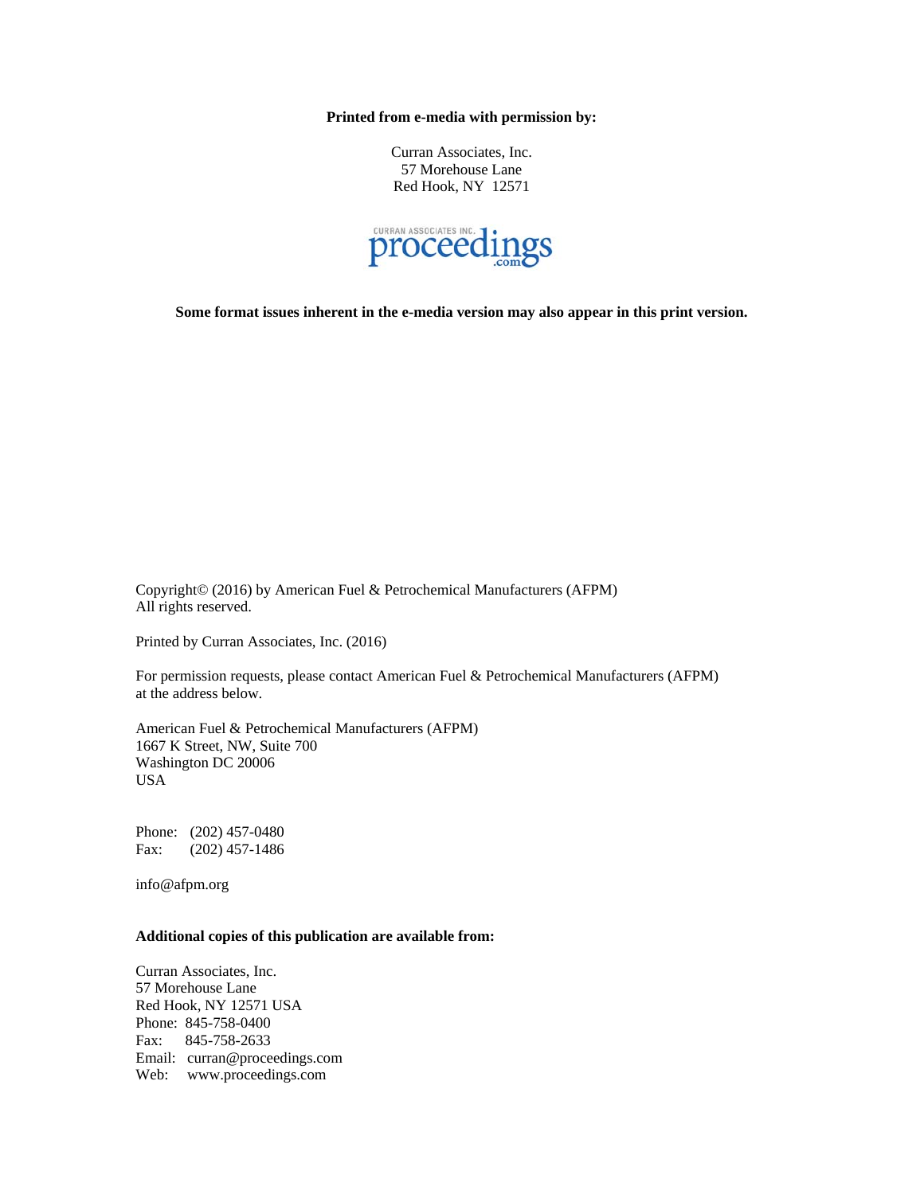**Printed from e-media with permission by:**

Curran Associates, Inc.
57 Morehouse Lane
Red Hook, NY 12571

**Some format issues inherent in the e-media version may also appear in this print version.**

Copyright© (2016) by American Fuel & Petrochemical Manufacturers (AFPM)
All rights reserved.

Printed by Curran Associates, Inc. (2016)

For permission requests, please contact American Fuel & Petrochemical Manufacturers (AFPM) at the address below.

American Fuel & Petrochemical Manufacturers (AFPM)
1667 K Street, NW, Suite 700
Washington DC 20006
USA

Phone: (202) 457-0480
Fax: (202) 457-1486

info@afpm.org

**Additional copies of this publication are available from:**

Curran Associates, Inc.
57 Morehouse Lane
Red Hook, NY 12571 USA
Phone: 845-758-0400
Fax: 845-758-2633
Email: curran@proceedings.com
Web: www.proceedings.com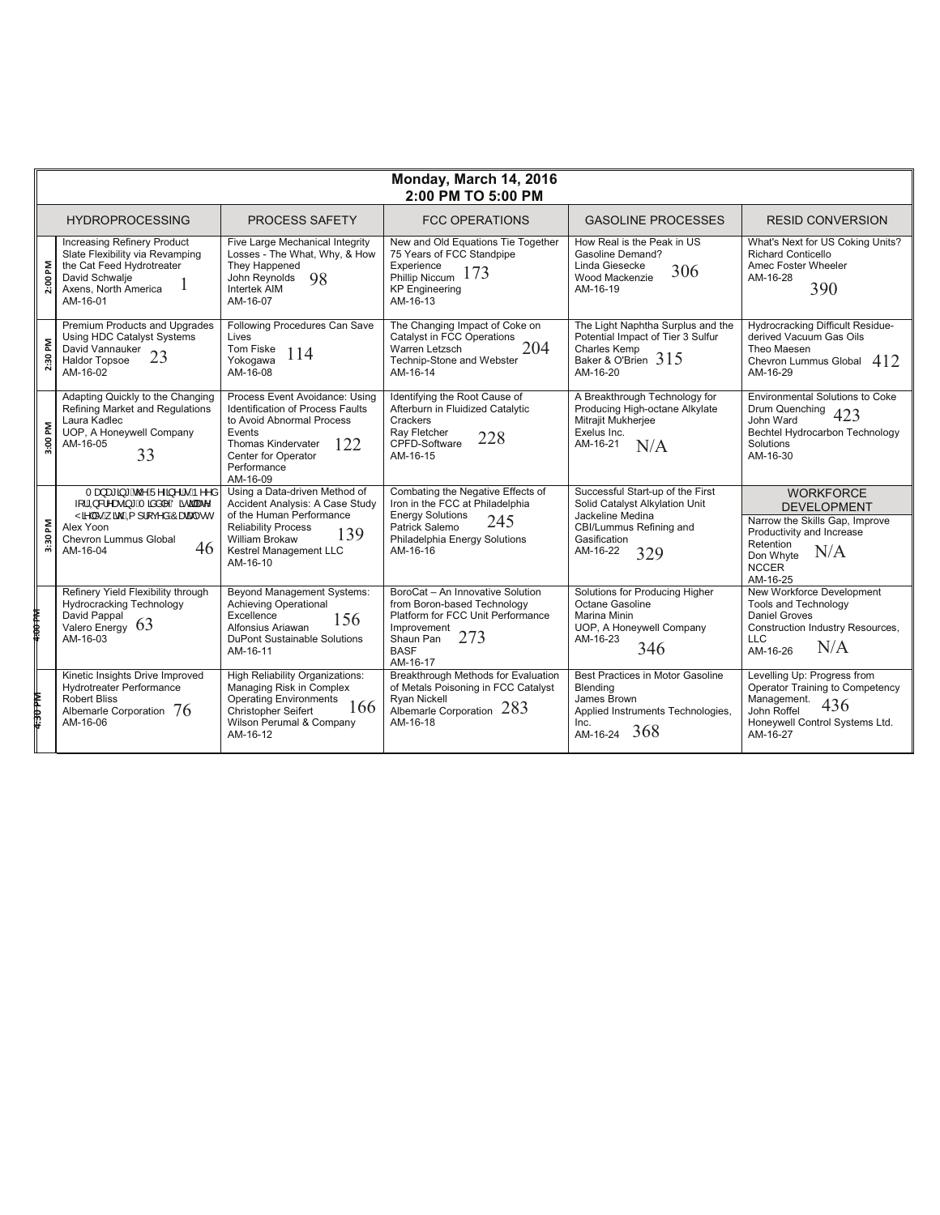# Monday, March 14, 2016
## 2:00 PM TO 5:00 PM

| | HYDROPROCESSING | PROCESS SAFETY | FCC OPERATIONS | GASOLINE PROCESSES | RESID CONVERSION |
|---|---|---|---|---|---|
| 2:00 PM | Increasing Refinery Product Slate Flexibility via Revamping the Cat Feed Hydrotreater<br>David Schwalje<br>Axens, North America<br>AM-16-01<br>1 | Five Large Mechanical Integrity Losses - The What, Why, & How They Happened<br>John Reynolds<br>Intertek AIM<br>AM-16-07<br>98 | New and Old Equations Tie Together 75 Years of FCC Standpipe Experience<br>Phillip Niccum<br>KP Engineering<br>AM-16-13<br>173 | How Real is the Peak in US Gasoline Demand?<br>Linda Giesecke<br>Wood Mackenzie<br>AM-16-19<br>306 | What's Next for US Coking Units?<br>Richard Conticello<br>Amec Foster Wheeler<br>AM-16-28<br>390 |
| 2:30 PM | Premium Products and Upgrades Using HDC Catalyst Systems<br>David Vannauker<br>Haldor Topsoe<br>AM-16-02<br>23 | Following Procedures Can Save Lives<br>Tom Fiske<br>Yokogawa<br>AM-16-08<br>114 | The Changing Impact of Coke on Catalyst in FCC Operations<br>Warren Letzsch<br>Technip-Stone and Webster<br>AM-16-14<br>204 | The Light Naphtha Surplus and the Potential Impact of Tier 3 Sulfur<br>Charles Kemp<br>Baker & O'Brien<br>AM-16-20<br>315 | Hydrocracking Difficult Residue-derived Vacuum Gas Oils<br>Theo Maesen<br>Chevron Lummus Global<br>AM-16-29<br>412 |
| 3:00 PM | Adapting Quickly to the Changing Refining Market and Regulations<br>Laura Kadlec<br>UOP, A Honeywell Company<br>AM-16-05<br>33 | Process Event Avoidance: Using Identification of Process Faults to Avoid Abnormal Process Events<br>Thomas Kindervater<br>Center for Operator Performance<br>AM-16-09<br>122 | Identifying the Root Cause of Afterburn in Fluidized Catalytic Crackers<br>Ray Fletcher<br>CPFD-Software<br>AM-16-15<br>228 | A Breakthrough Technology for Producing High-octane Alkylate<br>Mitrajit Mukherjee<br>Exelus Inc.<br>AM-16-21<br>N/A | Environmental Solutions to Coke Drum Quenching<br>John Ward<br>Bechtel Hydrocarbon Technology Solutions<br>AM-16-30<br>423 |
| 3:30 PM | Managing the Refiner's Need for Increasing Middle Distillate Yields with Improved Catalysts<br>Alex Yoon<br>Chevron Lummus Global<br>AM-16-04<br>46 | Using a Data-driven Method of Accident Analysis: A Case Study of the Human Performance Reliability Process<br>William Brokaw<br>Kestrel Management LLC<br>AM-16-10<br>139 | Combating the Negative Effects of Iron in the FCC at Philadelphia Energy Solutions<br>Patrick Salemo<br>Philadelphia Energy Solutions<br>AM-16-16<br>245 | Successful Start-up of the First Solid Catalyst Alkylation Unit<br>Jackeline Medina<br>CBI/Lummus Refining and Gasification<br>AM-16-22<br>329 | **WORKFORCE DEVELOPMENT**<br>Narrow the Skills Gap, Improve Productivity and Increase Retention<br>Don Whyte<br>NCCER<br>AM-16-25<br>N/A |
| 4:00 PM | Refinery Yield Flexibility through Hydrocracking Technology<br>David Pappal<br>Valero Energy<br>AM-16-03<br>63 | Beyond Management Systems: Achieving Operational Excellence<br>Alfonsius Ariawan<br>DuPont Sustainable Solutions<br>AM-16-11<br>156 | BoroCat – An Innovative Solution from Boron-based Technology Platform for FCC Unit Performance Improvement<br>Shaun Pan<br>BASF<br>AM-16-17<br>273 | Solutions for Producing Higher Octane Gasoline<br>Marina Minin<br>UOP, A Honeywell Company<br>AM-16-23<br>346 | New Workforce Development Tools and Technology<br>Daniel Groves<br>Construction Industry Resources, LLC<br>AM-16-26<br>N/A |
| 4:30 PM | Kinetic Insights Drive Improved Hydrotreater Performance<br>Robert Bliss<br>Albemarle Corporation<br>AM-16-06<br>76 | High Reliability Organizations: Managing Risk in Complex Operating Environments<br>Christopher Seifert<br>Wilson Perumal & Company<br>AM-16-12<br>166 | Breakthrough Methods for Evaluation of Metals Poisoning in FCC Catalyst<br>Ryan Nickell<br>Albemarle Corporation<br>AM-16-18<br>283 | Best Practices in Motor Gasoline Blending<br>James Brown<br>Applied Instruments Technologies, Inc.<br>AM-16-24<br>368 | Levelling Up: Progress from Operator Training to Competency Management.<br>John Roffel<br>Honeywell Control Systems Ltd.<br>AM-16-27<br>436 |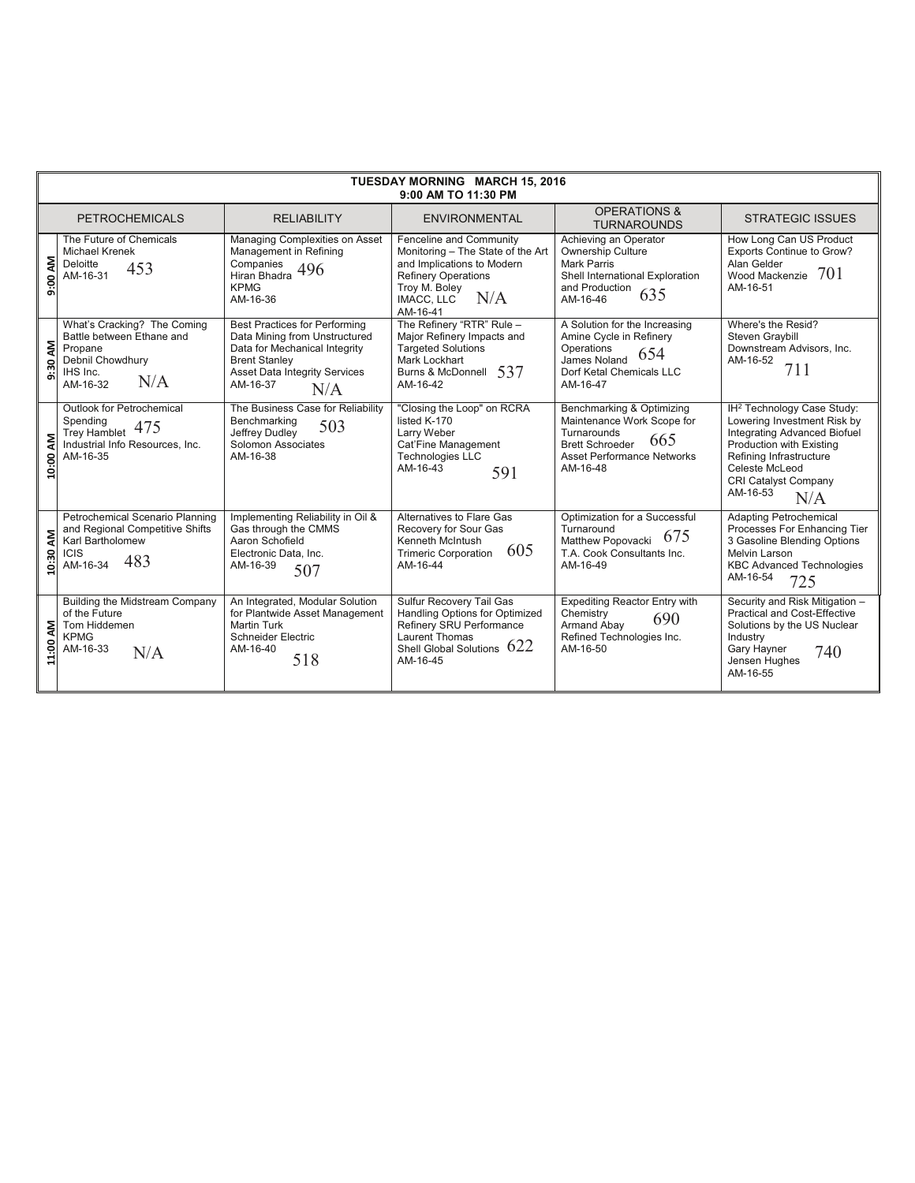| TUESDAY MORNING MARCH 15, 2016 9:00 AM TO 11:30 PM | | | | | |
|---|---|---|---|---|---|
| | PETROCHEMICALS | RELIABILITY | ENVIRONMENTAL | OPERATIONS & TURNAROUNDS | STRATEGIC ISSUES |
| 9:00 AM | The Future of Chemicals<br>Michael Krenek<br>Deloitte<br>AM-16-31<br>453 | Managing Complexities on Asset Management in Refining Companies<br>Hiran Bhadra<br>KPMG<br>AM-16-36<br>496 | Fenceline and Community Monitoring – The State of the Art and Implications to Modern Refinery Operations<br>Troy M. Boley<br>IMACC, LLC<br>AM-16-41<br>N/A | Achieving an Operator Ownership Culture<br>Mark Parris<br>Shell International Exploration and Production<br>AM-16-46<br>635 | How Long Can US Product Exports Continue to Grow?<br>Alan Gelder<br>Wood Mackenzie<br>AM-16-51<br>701 |
| 9:30 AM | What's Cracking? The Coming Battle between Ethane and Propane<br>Debnil Chowdhury<br>IHS Inc.<br>AM-16-32<br>N/A | Best Practices for Performing Data Mining from Unstructured Data for Mechanical Integrity<br>Brent Stanley<br>Asset Data Integrity Services<br>AM-16-37<br>N/A | The Refinery "RTR" Rule – Major Refinery Impacts and Targeted Solutions<br>Mark Lockhart<br>Burns & McDonnell<br>AM-16-42<br>537 | A Solution for the Increasing Amine Cycle in Refinery Operations<br>James Noland<br>Dorf Ketal Chemicals LLC<br>AM-16-47<br>654 | Where's the Resid?<br>Steven Graybill<br>Downstream Advisors, Inc.<br>AM-16-52<br>711 |
| 10:00 AM | Outlook for Petrochemical Spending<br>Trey Hamblet<br>Industrial Info Resources, Inc.<br>AM-16-35<br>475 | The Business Case for Reliability Benchmarking<br>Jeffrey Dudley<br>Solomon Associates<br>AM-16-38<br>503 | "Closing the Loop" on RCRA listed K-170<br>Larry Weber<br>Cat'Fine Management Technologies LLC<br>AM-16-43<br>591 | Benchmarking & Optimizing Maintenance Work Scope for Turnarounds<br>Brett Schroeder<br>Asset Performance Networks<br>AM-16-48<br>665 | IH[2] Technology Case Study: Lowering Investment Risk by Integrating Advanced Biofuel Production with Existing Refining Infrastructure<br>Celeste McLeod<br>CRI Catalyst Company<br>AM-16-53<br>N/A |
| 10:30 AM | Petrochemical Scenario Planning and Regional Competitive Shifts<br>Karl Bartholomew<br>ICIS<br>AM-16-34<br>483 | Implementing Reliability in Oil & Gas through the CMMS<br>Aaron Schofield<br>Electronic Data, Inc.<br>AM-16-39<br>507 | Alternatives to Flare Gas Recovery for Sour Gas<br>Kenneth McIntush<br>Trimeric Corporation<br>AM-16-44<br>605 | Optimization for a Successful Turnaround<br>Matthew Popovacki<br>T.A. Cook Consultants Inc.<br>AM-16-49<br>675 | Adapting Petrochemical Processes For Enhancing Tier 3 Gasoline Blending Options<br>Melvin Larson<br>KBC Advanced Technologies<br>AM-16-54<br>725 |
| 11:00 AM | Building the Midstream Company of the Future<br>Tom Hiddemen<br>KPMG<br>AM-16-33<br>N/A | An Integrated, Modular Solution for Plantwide Asset Management<br>Martin Turk<br>Schneider Electric<br>AM-16-40<br>518 | Sulfur Recovery Tail Gas Handling Options for Optimized Refinery SRU Performance<br>Laurent Thomas<br>Shell Global Solutions<br>AM-16-45<br>622 | Expediting Reactor Entry with Chemistry<br>Armand Abay<br>Refined Technologies Inc.<br>AM-16-50<br>690 | Security and Risk Mitigation – Practical and Cost-Effective Solutions by the US Nuclear Industry<br>Gary Hayner<br>Jensen Hughes<br>AM-16-55<br>740 |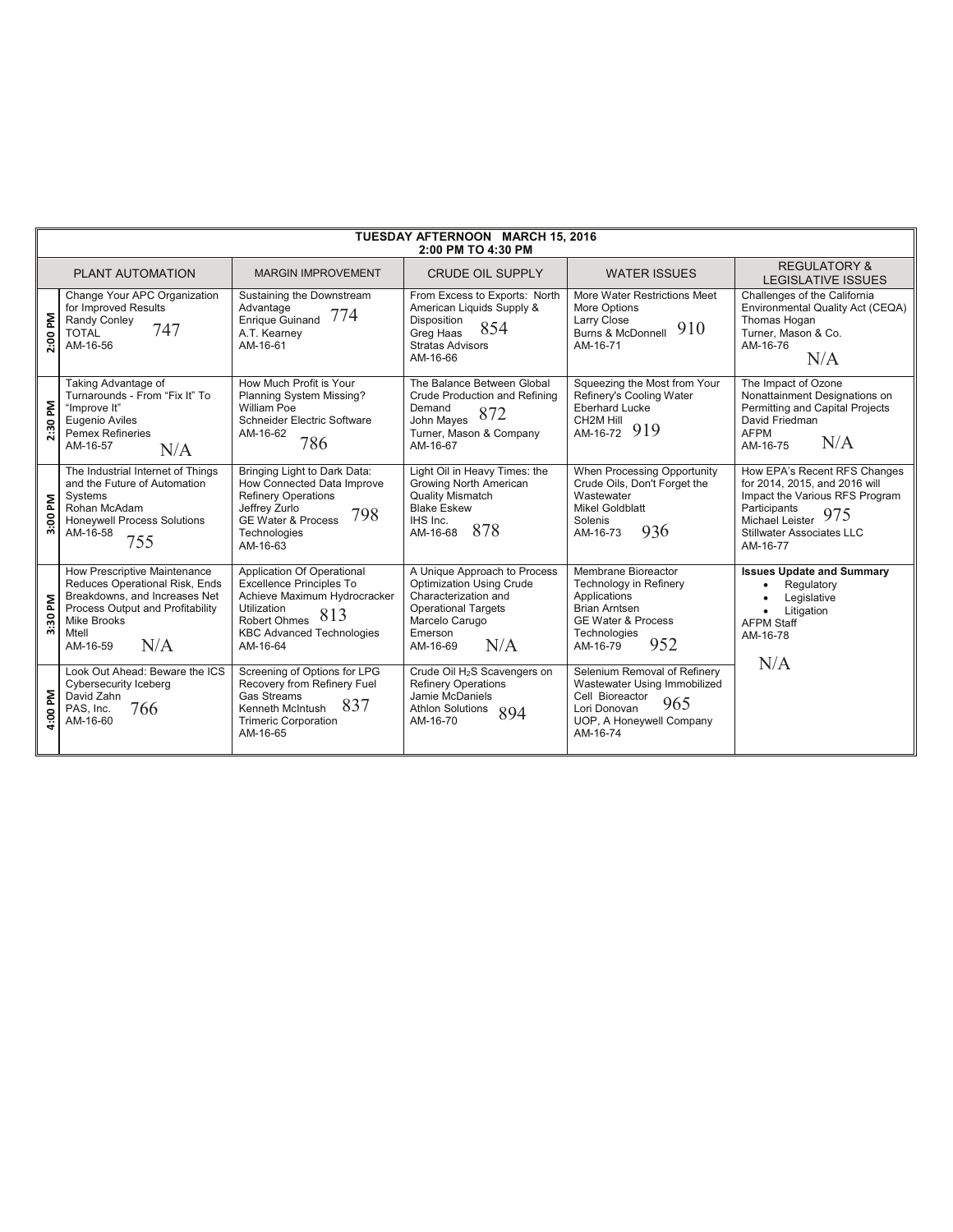# TUESDAY AFTERNOON MARCH 15, 2016

## 2:00 PM TO 4:30 PM

| | PLANT AUTOMATION | MARGIN IMPROVEMENT | CRUDE OIL SUPPLY | WATER ISSUES | REGULATORY & LEGISLATIVE ISSUES |
|---|---|---|---|---|---|
| 2:00 PM | Change Your APC Organization for Improved Results<br>Randy Conley<br>TOTAL<br>AM-16-56<br>747 | Sustaining the Downstream Advantage<br>Enrique Guinand<br>A.T. Kearney<br>AM-16-61<br>774 | From Excess to Exports: North American Liquids Supply & Disposition<br>Greg Haas<br>Stratas Advisors<br>AM-16-66<br>854 | More Water Restrictions Meet More Options<br>Larry Close<br>Burns & McDonnell<br>AM-16-71<br>910 | Challenges of the California Environmental Quality Act (CEQA)<br>Thomas Hogan<br>Turner, Mason & Co.<br>AM-16-76<br>N/A |
| 2:30 PM | Taking Advantage of Turnarounds - From "Fix It" To "Improve It"<br>Eugenio Aviles<br>Pemex Refineries<br>AM-16-57<br>N/A | How Much Profit is Your Planning System Missing?<br>William Poe<br>Schneider Electric Software<br>AM-16-62<br>786 | The Balance Between Global Crude Production and Refining Demand<br>John Mayes<br>Turner, Mason & Company<br>AM-16-67<br>872 | Squeezing the Most from Your Refinery's Cooling Water<br>Eberhard Lucke<br>CH2M Hill<br>AM-16-72<br>919 | The Impact of Ozone Nonattainment Designations on Permitting and Capital Projects<br>David Friedman<br>AFPM<br>AM-16-75<br>N/A |
| 3:00 PM | The Industrial Internet of Things and the Future of Automation Systems<br>Rohan McAdam<br>Honeywell Process Solutions<br>AM-16-58<br>755 | Bringing Light to Dark Data: How Connected Data Improve Refinery Operations<br>Jeffrey Zurlo<br>GE Water & Process Technologies<br>AM-16-63<br>798 | Light Oil in Heavy Times: the Growing North American Quality Mismatch<br>Blake Eskew<br>IHS Inc.<br>AM-16-68<br>878 | When Processing Opportunity Crude Oils, Don't Forget the Wastewater<br>Mikel Goldblatt<br>Solenis<br>AM-16-73<br>936 | How EPA's Recent RFS Changes for 2014, 2015, and 2016 will Impact the Various RFS Program Participants<br>Michael Leister<br>Stillwater Associates LLC<br>AM-16-77<br>975 |
| 3:30 PM | How Prescriptive Maintenance Reduces Operational Risk, Ends Breakdowns, and Increases Net Process Output and Profitability<br>Mike Brooks<br>Mtell<br>AM-16-59<br>N/A | Application Of Operational Excellence Principles To Achieve Maximum Hydrocracker Utilization<br>Robert Ohmes<br>KBC Advanced Technologies<br>AM-16-64<br>813 | A Unique Approach to Process Optimization Using Crude Characterization and Operational Targets<br>Marcelo Carugo<br>Emerson<br>AM-16-69<br>N/A | Membrane Bioreactor Technology in Refinery Applications<br>Brian Arntsen<br>GE Water & Process Technologies<br>AM-16-79<br>952 | **Issues Update and Summary**<br>• Regulatory<br>• Legislative<br>• Litigation<br>AFPM Staff<br>AM-16-78<br>N/A |
| 4:00 PM | Look Out Ahead: Beware the ICS Cybersecurity Iceberg<br>David Zahn<br>PAS, Inc.<br>AM-16-60<br>766 | Screening of Options for LPG Recovery from Refinery Fuel Gas Streams<br>Kenneth McIntush<br>Trimeric Corporation<br>AM-16-65<br>837 | Crude Oil $H_2S$ Scavengers on Refinery Operations<br>Jamie McDaniels<br>Athlon Solutions<br>AM-16-70<br>894 | Selenium Removal of Refinery Wastewater Using Immobilized Cell Bioreactor<br>Lori Donovan<br>UOP, A Honeywell Company<br>AM-16-74<br>965 | |